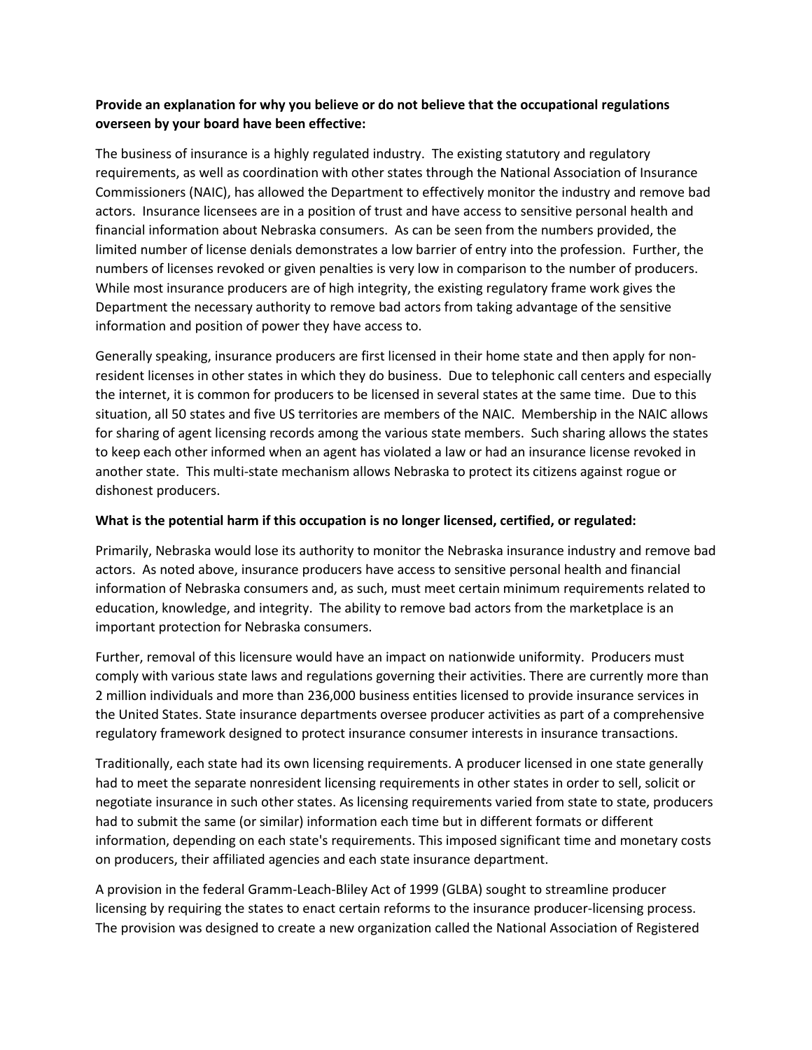**Provide an explanation for why you believe or do not believe that the occupational regulations overseen by your board have been effective:**

The business of insurance is a highly regulated industry. The existing statutory and regulatory requirements, as well as coordination with other states through the National Association of Insurance Commissioners (NAIC), has allowed the Department to effectively monitor the industry and remove bad actors. Insurance licensees are in a position of trust and have access to sensitive personal health and financial information about Nebraska consumers. As can be seen from the numbers provided, the limited number of license denials demonstrates a low barrier of entry into the profession. Further, the numbers of licenses revoked or given penalties is very low in comparison to the number of producers. While most insurance producers are of high integrity, the existing regulatory frame work gives the Department the necessary authority to remove bad actors from taking advantage of the sensitive information and position of power they have access to.

Generally speaking, insurance producers are first licensed in their home state and then apply for non-resident licenses in other states in which they do business. Due to telephonic call centers and especially the internet, it is common for producers to be licensed in several states at the same time. Due to this situation, all 50 states and five US territories are members of the NAIC. Membership in the NAIC allows for sharing of agent licensing records among the various state members. Such sharing allows the states to keep each other informed when an agent has violated a law or had an insurance license revoked in another state. This multi-state mechanism allows Nebraska to protect its citizens against rogue or dishonest producers.

**What is the potential harm if this occupation is no longer licensed, certified, or regulated:**

Primarily, Nebraska would lose its authority to monitor the Nebraska insurance industry and remove bad actors. As noted above, insurance producers have access to sensitive personal health and financial information of Nebraska consumers and, as such, must meet certain minimum requirements related to education, knowledge, and integrity. The ability to remove bad actors from the marketplace is an important protection for Nebraska consumers.

Further, removal of this licensure would have an impact on nationwide uniformity. Producers must comply with various state laws and regulations governing their activities. There are currently more than 2 million individuals and more than 236,000 business entities licensed to provide insurance services in the United States. State insurance departments oversee producer activities as part of a comprehensive regulatory framework designed to protect insurance consumer interests in insurance transactions.

Traditionally, each state had its own licensing requirements. A producer licensed in one state generally had to meet the separate nonresident licensing requirements in other states in order to sell, solicit or negotiate insurance in such other states. As licensing requirements varied from state to state, producers had to submit the same (or similar) information each time but in different formats or different information, depending on each state's requirements. This imposed significant time and monetary costs on producers, their affiliated agencies and each state insurance department.

A provision in the federal Gramm-Leach-Bliley Act of 1999 (GLBA) sought to streamline producer licensing by requiring the states to enact certain reforms to the insurance producer-licensing process. The provision was designed to create a new organization called the National Association of Registered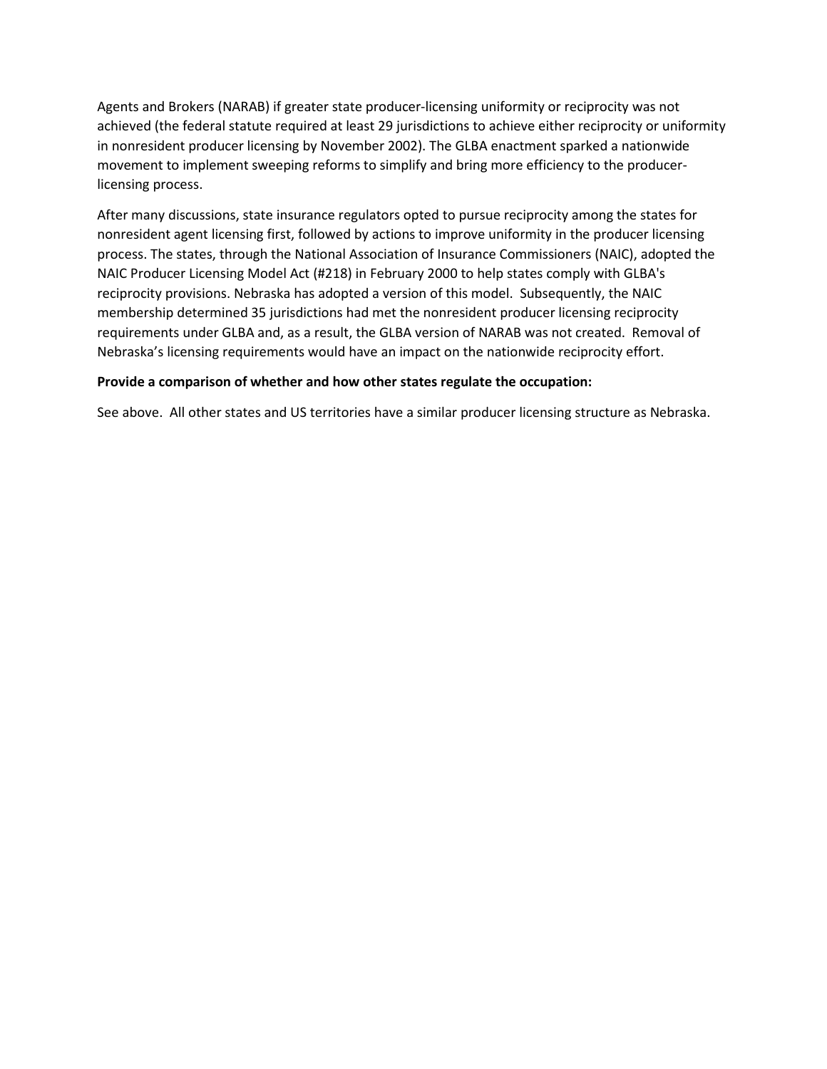Agents and Brokers (NARAB) if greater state producer-licensing uniformity or reciprocity was not achieved (the federal statute required at least 29 jurisdictions to achieve either reciprocity or uniformity in nonresident producer licensing by November 2002). The GLBA enactment sparked a nationwide movement to implement sweeping reforms to simplify and bring more efficiency to the producer-licensing process.

After many discussions, state insurance regulators opted to pursue reciprocity among the states for nonresident agent licensing first, followed by actions to improve uniformity in the producer licensing process. The states, through the National Association of Insurance Commissioners (NAIC), adopted the NAIC Producer Licensing Model Act (#218) in February 2000 to help states comply with GLBA's reciprocity provisions. Nebraska has adopted a version of this model. Subsequently, the NAIC membership determined 35 jurisdictions had met the nonresident producer licensing reciprocity requirements under GLBA and, as a result, the GLBA version of NARAB was not created. Removal of Nebraska's licensing requirements would have an impact on the nationwide reciprocity effort.

**Provide a comparison of whether and how other states regulate the occupation:**

See above. All other states and US territories have a similar producer licensing structure as Nebraska.